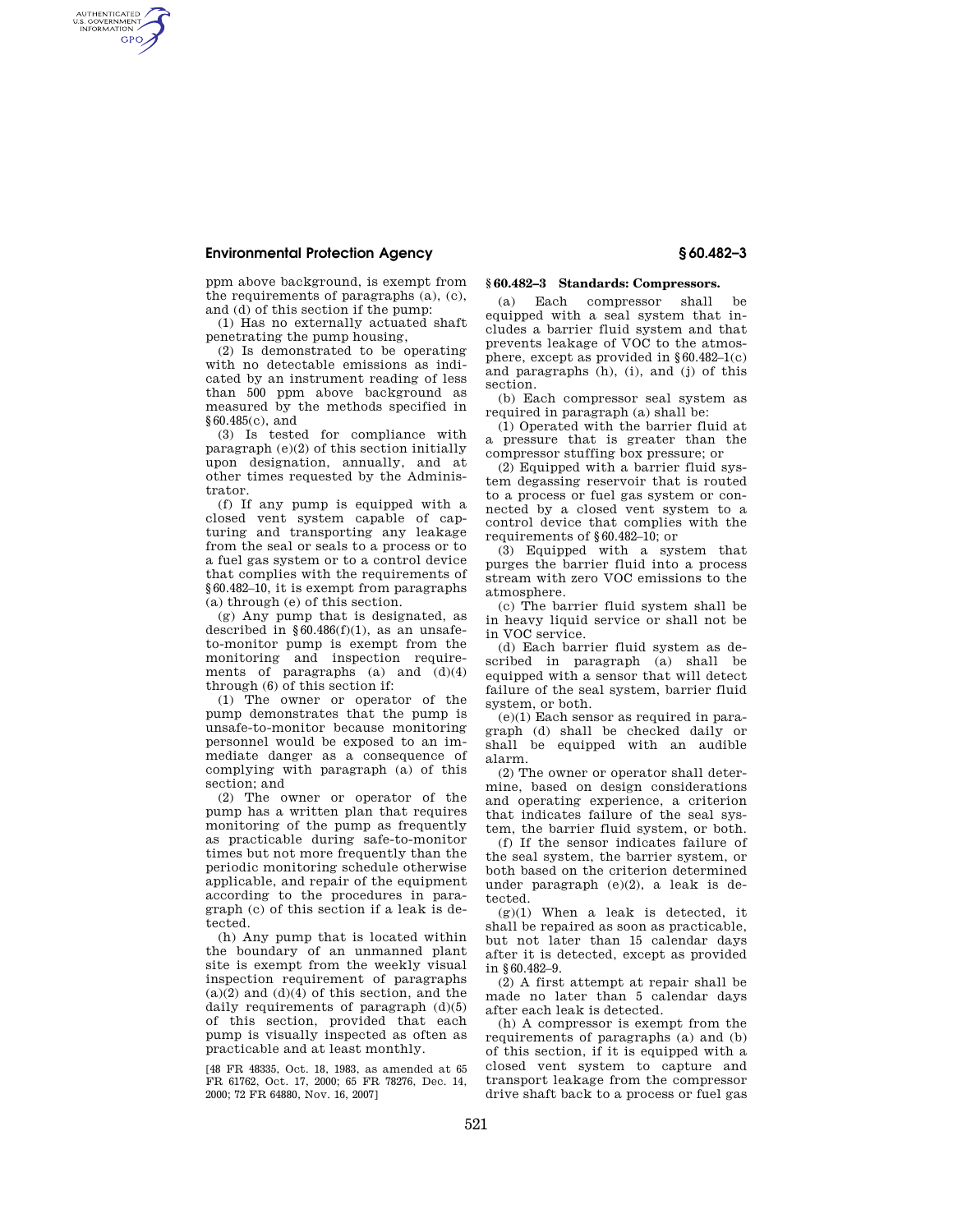ppm above background, is exempt from the requirements of paragraphs (a), (c), and (d) of this section if the pump:

(1) Has no externally actuated shaft penetrating the pump housing,

(2) Is demonstrated to be operating with no detectable emissions as indicated by an instrument reading of less than 500 ppm above background as measured by the methods specified in §60.485(c), and

(3) Is tested for compliance with paragraph (e)(2) of this section initially upon designation, annually, and at other times requested by the Administrator.

(f) If any pump is equipped with a closed vent system capable of capturing and transporting any leakage from the seal or seals to a process or to a fuel gas system or to a control device that complies with the requirements of §60.482–10, it is exempt from paragraphs (a) through (e) of this section.

(g) Any pump that is designated, as described in §60.486(f)(1), as an unsafe-to-monitor pump is exempt from the monitoring and inspection requirements of paragraphs (a) and (d)(4) through (6) of this section if:

(1) The owner or operator of the pump demonstrates that the pump is unsafe-to-monitor because monitoring personnel would be exposed to an immediate danger as a consequence of complying with paragraph (a) of this section; and

(2) The owner or operator of the pump has a written plan that requires monitoring of the pump as frequently as practicable during safe-to-monitor times but not more frequently than the periodic monitoring schedule otherwise applicable, and repair of the equipment according to the procedures in paragraph (c) of this section if a leak is detected.

(h) Any pump that is located within the boundary of an unmanned plant site is exempt from the weekly visual inspection requirement of paragraphs (a)(2) and (d)(4) of this section, and the daily requirements of paragraph (d)(5) of this section, provided that each pump is visually inspected as often as practicable and at least monthly.

[48 FR 48335, Oct. 18, 1983, as amended at 65 FR 61762, Oct. 17, 2000; 65 FR 78276, Dec. 14, 2000; 72 FR 64880, Nov. 16, 2007]

## §60.482–3 Standards: Compressors.

(a) Each compressor shall be equipped with a seal system that includes a barrier fluid system and that prevents leakage of VOC to the atmosphere, except as provided in §60.482–1(c) and paragraphs (h), (i), and (j) of this section.

(b) Each compressor seal system as required in paragraph (a) shall be:

(1) Operated with the barrier fluid at a pressure that is greater than the compressor stuffing box pressure; or

(2) Equipped with a barrier fluid system degassing reservoir that is routed to a process or fuel gas system or connected by a closed vent system to a control device that complies with the requirements of §60.482–10; or

(3) Equipped with a system that purges the barrier fluid into a process stream with zero VOC emissions to the atmosphere.

(c) The barrier fluid system shall be in heavy liquid service or shall not be in VOC service.

(d) Each barrier fluid system as described in paragraph (a) shall be equipped with a sensor that will detect failure of the seal system, barrier fluid system, or both.

(e)(1) Each sensor as required in paragraph (d) shall be checked daily or shall be equipped with an audible alarm.

(2) The owner or operator shall determine, based on design considerations and operating experience, a criterion that indicates failure of the seal system, the barrier fluid system, or both.

(f) If the sensor indicates failure of the seal system, the barrier system, or both based on the criterion determined under paragraph (e)(2), a leak is detected.

(g)(1) When a leak is detected, it shall be repaired as soon as practicable, but not later than 15 calendar days after it is detected, except as provided in §60.482–9.

(2) A first attempt at repair shall be made no later than 5 calendar days after each leak is detected.

(h) A compressor is exempt from the requirements of paragraphs (a) and (b) of this section, if it is equipped with a closed vent system to capture and transport leakage from the compressor drive shaft back to a process or fuel gas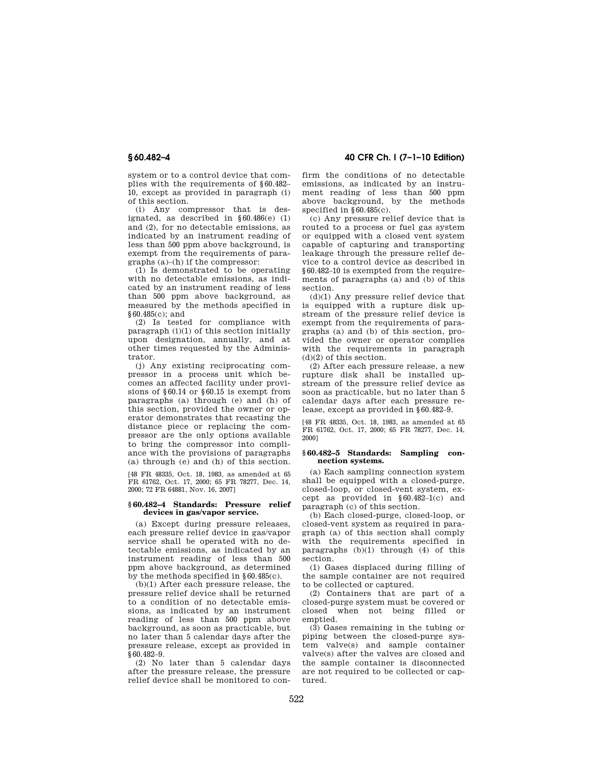system or to a control device that complies with the requirements of §60.482–10, except as provided in paragraph (i) of this section.

(i) Any compressor that is designated, as described in §60.486(e) (1) and (2), for no detectable emissions, as indicated by an instrument reading of less than 500 ppm above background, is exempt from the requirements of paragraphs (a)–(h) if the compressor:

(1) Is demonstrated to be operating with no detectable emissions, as indicated by an instrument reading of less than 500 ppm above background, as measured by the methods specified in §60.485(c); and

(2) Is tested for compliance with paragraph (i)(1) of this section initially upon designation, annually, and at other times requested by the Administrator.

(j) Any existing reciprocating compressor in a process unit which becomes an affected facility under provisions of §60.14 or §60.15 is exempt from paragraphs (a) through (e) and (h) of this section, provided the owner or operator demonstrates that recasting the distance piece or replacing the compressor are the only options available to bring the compressor into compliance with the provisions of paragraphs (a) through (e) and (h) of this section.

[48 FR 48335, Oct. 18, 1983, as amended at 65 FR 61762, Oct. 17, 2000; 65 FR 78277, Dec. 14, 2000; 72 FR 64881, Nov. 16, 2007]

### §60.482–4 Standards: Pressure relief devices in gas/vapor service.

(a) Except during pressure releases, each pressure relief device in gas/vapor service shall be operated with no detectable emissions, as indicated by an instrument reading of less than 500 ppm above background, as determined by the methods specified in §60.485(c).

(b)(1) After each pressure release, the pressure relief device shall be returned to a condition of no detectable emissions, as indicated by an instrument reading of less than 500 ppm above background, as soon as practicable, but no later than 5 calendar days after the pressure release, except as provided in §60.482–9.

(2) No later than 5 calendar days after the pressure release, the pressure relief device shall be monitored to confirm the conditions of no detectable emissions, as indicated by an instrument reading of less than 500 ppm above background, by the methods specified in §60.485(c).

(c) Any pressure relief device that is routed to a process or fuel gas system or equipped with a closed vent system capable of capturing and transporting leakage through the pressure relief device to a control device as described in §60.482–10 is exempted from the requirements of paragraphs (a) and (b) of this section.

(d)(1) Any pressure relief device that is equipped with a rupture disk upstream of the pressure relief device is exempt from the requirements of paragraphs (a) and (b) of this section, provided the owner or operator complies with the requirements in paragraph (d)(2) of this section.

(2) After each pressure release, a new rupture disk shall be installed upstream of the pressure relief device as soon as practicable, but no later than 5 calendar days after each pressure release, except as provided in §60.482–9.

[48 FR 48335, Oct. 18, 1983, as amended at 65 FR 61762, Oct. 17, 2000; 65 FR 78277, Dec. 14, 2000]

### §60.482–5 Standards: Sampling connection systems.

(a) Each sampling connection system shall be equipped with a closed-purge, closed-loop, or closed-vent system, except as provided in §60.482–1(c) and paragraph (c) of this section.

(b) Each closed-purge, closed-loop, or closed-vent system as required in paragraph (a) of this section shall comply with the requirements specified in paragraphs (b)(1) through (4) of this section.

(1) Gases displaced during filling of the sample container are not required to be collected or captured.

(2) Containers that are part of a closed-purge system must be covered or closed when not being filled or emptied.

(3) Gases remaining in the tubing or piping between the closed-purge system valve(s) and sample container valve(s) after the valves are closed and the sample container is disconnected are not required to be collected or captured.